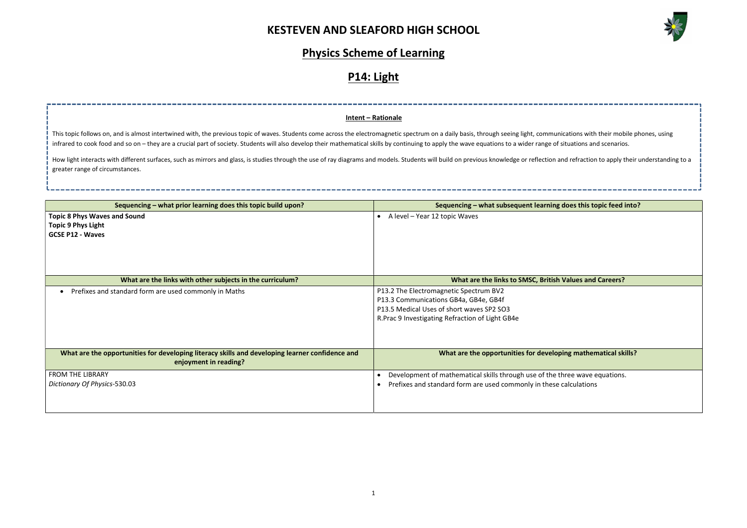# KESTEVEN AND SLEAFORD HIGH SCHOOL

## Physics Scheme of Learning

## P14: Light

**Intent – Rationale**

This topic follows on, and is almost intertwined with, the previous topic of waves. Students come across the electromagnetic spectrum on a daily basis, through seeing light, communications with their mobile phones, using infrared to cook food and so on – they are a crucial part of society. Students will also develop their mathematical skills by continuing to apply the wave equations to a wider range of situations and scenarios.

How light interacts with different surfaces, such as mirrors and glass, is studies through the use of ray diagrams and models. Students will build on previous knowledge or reflection and refraction to apply their understanding to a greater range of circumstances.

| Sequencing – what prior learning does this topic build upon? | Sequencing – what subsequent learning does this topic feed into? |
|---|---|
| **Topic 8 Phys Waves and Sound**<br>**Topic 9 Phys Light**<br>**GCSE P12 - Waves** | • A level – Year 12 topic Waves |
| **What are the links with other subjects in the curriculum?** | **What are the links to SMSC, British Values and Careers?** |
| • Prefixes and standard form are used commonly in Maths | P13.2 The Electromagnetic Spectrum BV2<br>P13.3 Communications GB4a, GB4e, GB4f<br>P13.5 Medical Uses of short waves SP2 SO3<br>R.Prac 9 Investigating Refraction of Light GB4e |
| **What are the opportunities for developing literacy skills and developing learner confidence and enjoyment in reading?** | **What are the opportunities for developing mathematical skills?** |
| FROM THE LIBRARY<br>*Dictionary Of Physics*-530.03 | • Development of mathematical skills through use of the three wave equations.<br>• Prefixes and standard form are used commonly in these calculations |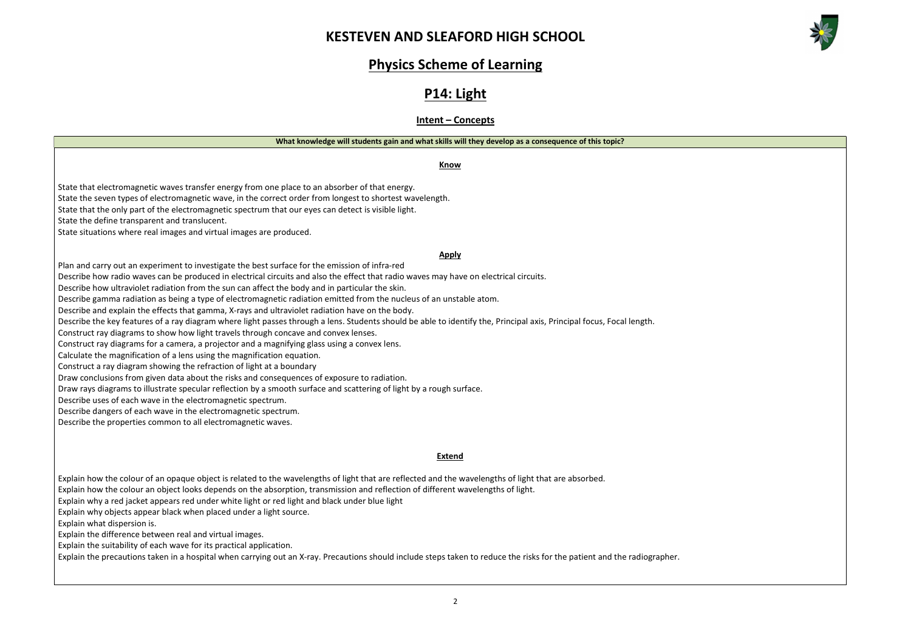# KESTEVEN AND SLEAFORD HIGH SCHOOL

## Physics Scheme of Learning

## P14: Light

### Intent – Concepts

**What knowledge will students gain and what skills will they develop as a consequence of this topic?**

**Know**

State that electromagnetic waves transfer energy from one place to an absorber of that energy.
State the seven types of electromagnetic wave, in the correct order from longest to shortest wavelength.
State that the only part of the electromagnetic spectrum that our eyes can detect is visible light.
State the define transparent and translucent.
State situations where real images and virtual images are produced.

**Apply**

Plan and carry out an experiment to investigate the best surface for the emission of infra-red
Describe how radio waves can be produced in electrical circuits and also the effect that radio waves may have on electrical circuits.
Describe how ultraviolet radiation from the sun can affect the body and in particular the skin.
Describe gamma radiation as being a type of electromagnetic radiation emitted from the nucleus of an unstable atom.
Describe and explain the effects that gamma, X-rays and ultraviolet radiation have on the body.
Describe the key features of a ray diagram where light passes through a lens. Students should be able to identify the, Principal axis, Principal focus, Focal length.
Construct ray diagrams to show how light travels through concave and convex lenses.
Construct ray diagrams for a camera, a projector and a magnifying glass using a convex lens.
Calculate the magnification of a lens using the magnification equation.
Construct a ray diagram showing the refraction of light at a boundary
Draw conclusions from given data about the risks and consequences of exposure to radiation.
Draw rays diagrams to illustrate specular reflection by a smooth surface and scattering of light by a rough surface.
Describe uses of each wave in the electromagnetic spectrum.
Describe dangers of each wave in the electromagnetic spectrum.
Describe the properties common to all electromagnetic waves.

**Extend**

Explain how the colour of an opaque object is related to the wavelengths of light that are reflected and the wavelengths of light that are absorbed.
Explain how the colour an object looks depends on the absorption, transmission and reflection of different wavelengths of light.
Explain why a red jacket appears red under white light or red light and black under blue light
Explain why objects appear black when placed under a light source.
Explain what dispersion is.
Explain the difference between real and virtual images.
Explain the suitability of each wave for its practical application.
Explain the precautions taken in a hospital when carrying out an X-ray. Precautions should include steps taken to reduce the risks for the patient and the radiographer.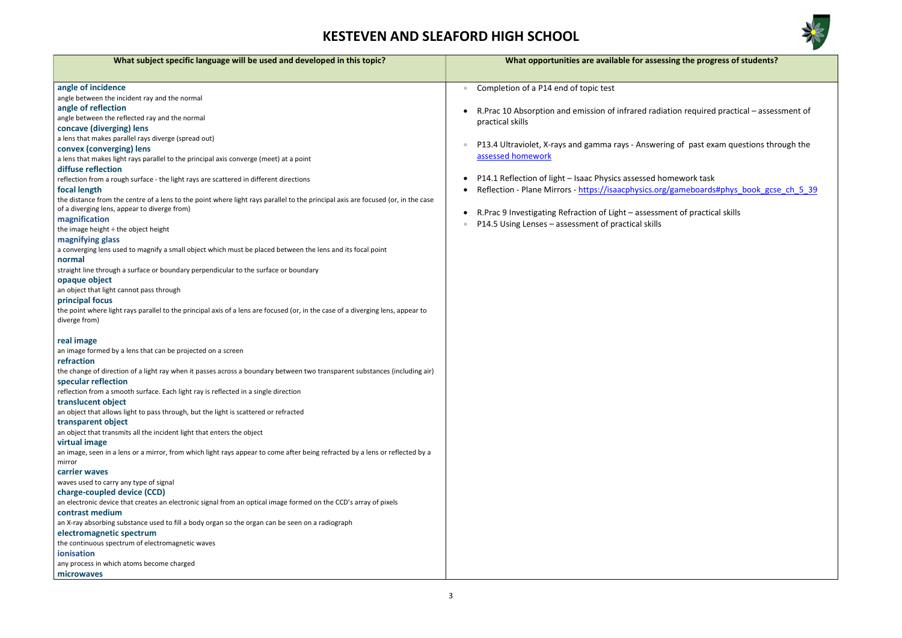# KESTEVEN AND SLEAFORD HIGH SCHOOL

| What subject specific language will be used and developed in this topic? | What opportunities are available for assessing the progress of students? |
|---|---|
| **angle of incidence**<br>angle between the incident ray and the normal<br>**angle of reflection**<br>angle between the reflected ray and the normal<br>**concave (diverging) lens**<br>a lens that makes parallel rays diverge (spread out)<br>**convex (converging) lens**<br>a lens that makes light rays parallel to the principal axis converge (meet) at a point<br>**diffuse reflection**<br>reflection from a rough surface - the light rays are scattered in different directions<br>**focal length**<br>the distance from the centre of a lens to the point where light rays parallel to the principal axis are focused (or, in the case of a diverging lens, appear to diverge from)<br>**magnification**<br>the image height ÷ the object height<br>**magnifying glass**<br>a converging lens used to magnify a small object which must be placed between the lens and its focal point<br>**normal**<br>straight line through a surface or boundary perpendicular to the surface or boundary<br>**opaque object**<br>an object that light cannot pass through<br>**principal focus**<br>the point where light rays parallel to the principal axis of a lens are focused (or, in the case of a diverging lens, appear to diverge from)<br>**real image**<br>an image formed by a lens that can be projected on a screen<br>**refraction**<br>the change of direction of a light ray when it passes across a boundary between two transparent substances (including air)<br>**specular reflection**<br>reflection from a smooth surface. Each light ray is reflected in a single direction<br>**translucent object**<br>an object that allows light to pass through, but the light is scattered or refracted<br>**transparent object**<br>an object that transmits all the incident light that enters the object<br>**virtual image**<br>an image, seen in a lens or a mirror, from which light rays appear to come after being refracted by a lens or reflected by a mirror<br>**carrier waves**<br>waves used to carry any type of signal<br>**charge-coupled device (CCD)**<br>an electronic device that creates an electronic signal from an optical image formed on the CCD's array of pixels<br>**contrast medium**<br>an X-ray absorbing substance used to fill a body organ so the organ can be seen on a radiograph<br>**electromagnetic spectrum**<br>the continuous spectrum of electromagnetic waves<br>**ionisation**<br>any process in which atoms become charged<br>**microwaves** | • Completion of a P14 end of topic test<br>• R.Prac 10 Absorption and emission of infrared radiation required practical – assessment of practical skills<br>• P13.4 Ultraviolet, X-rays and gamma rays - Answering of past exam questions through the assessed homework<br>• P14.1 Reflection of light – Isaac Physics assessed homework task<br>• Reflection - Plane Mirrors - https://isaacphysics.org/gameboards#phys_book_gcse_ch_5_39<br>• R.Prac 9 Investigating Refraction of Light – assessment of practical skills<br>• P14.5 Using Lenses – assessment of practical skills |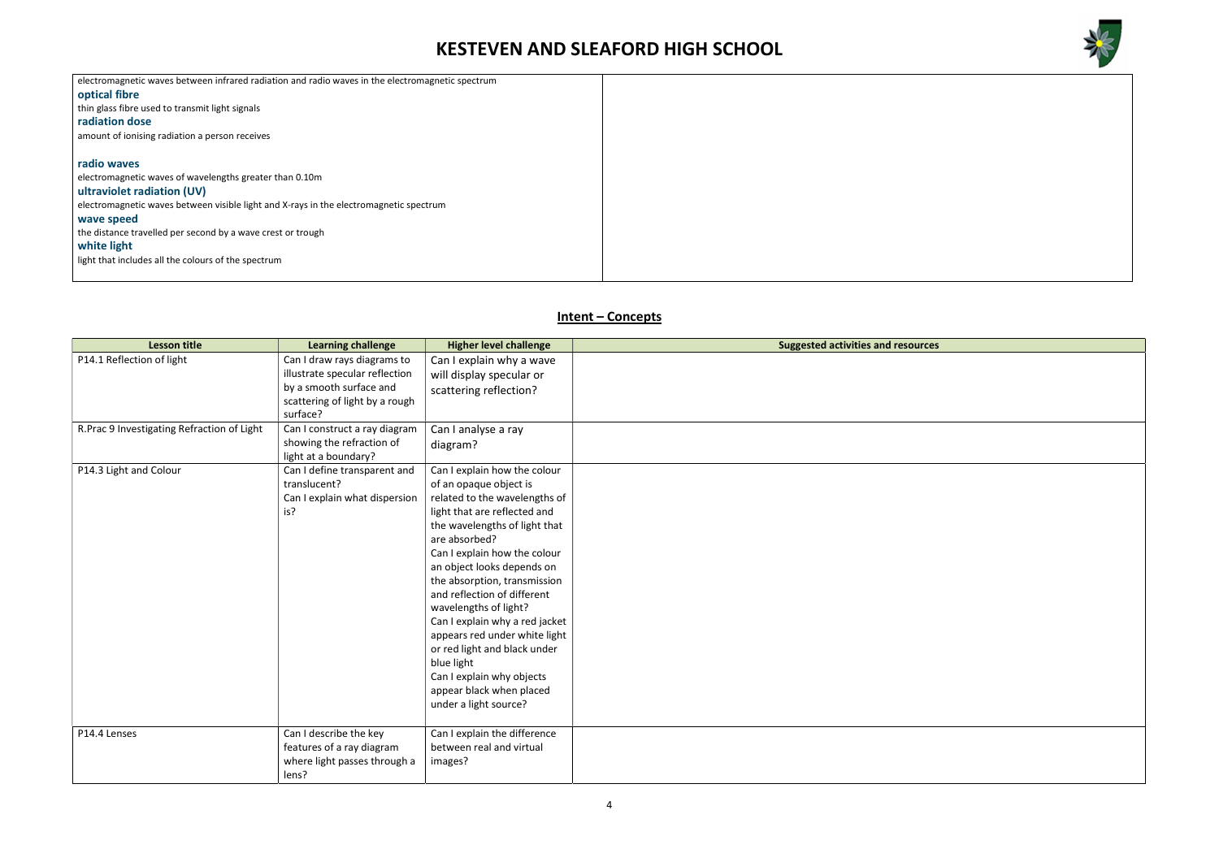electromagnetic waves between infrared radiation and radio waves in the electromagnetic spectrum

**optical fibre**

thin glass fibre used to transmit light signals

**radiation dose**

amount of ionising radiation a person receives

**radio waves**

electromagnetic waves of wavelengths greater than 0.10m

**ultraviolet radiation (UV)**

electromagnetic waves between visible light and X-rays in the electromagnetic spectrum

**wave speed**

the distance travelled per second by a wave crest or trough

**white light**

light that includes all the colours of the spectrum

## Intent – Concepts

| Lesson title | Learning challenge | Higher level challenge | Suggested activities and resources |
|---|---|---|---|
| P14.1 Reflection of light | Can I draw rays diagrams to illustrate specular reflection by a smooth surface and scattering of light by a rough surface? | Can I explain why a wave will display specular or scattering reflection? | |
| R.Prac 9 Investigating Refraction of Light | Can I construct a ray diagram showing the refraction of light at a boundary? | Can I analyse a ray diagram? | |
| P14.3 Light and Colour | Can I define transparent and translucent?<br>Can I explain what dispersion is? | Can I explain how the colour of an opaque object is related to the wavelengths of light that are reflected and the wavelengths of light that are absorbed?<br>Can I explain how the colour an object looks depends on the absorption, transmission and reflection of different wavelengths of light?<br>Can I explain why a red jacket appears red under white light or red light and black under blue light<br>Can I explain why objects appear black when placed under a light source? | |
| P14.4 Lenses | Can I describe the key features of a ray diagram where light passes through a lens? | Can I explain the difference between real and virtual images? | |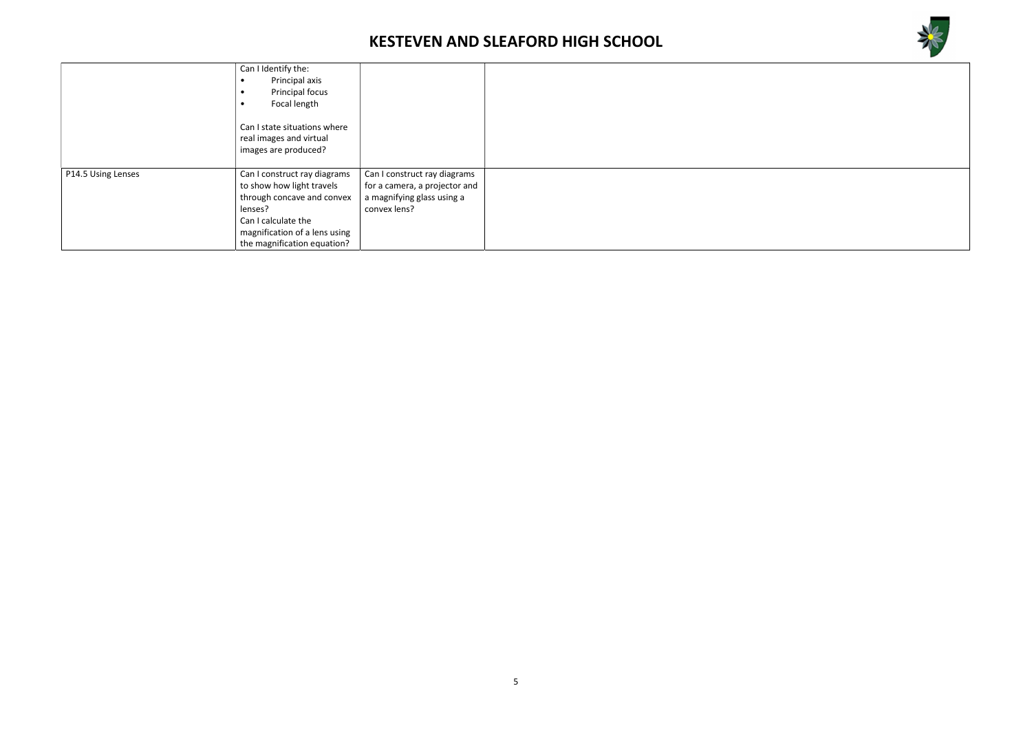| | | | |
|---|---|---|---|
| | Can I Identify the:<br>• Principal axis<br>• Principal focus<br>• Focal length<br><br>Can I state situations where real images and virtual images are produced? | | |
| P14.5 Using Lenses | Can I construct ray diagrams to show how light travels through concave and convex lenses?<br>Can I calculate the magnification of a lens using the magnification equation? | Can I construct ray diagrams for a camera, a projector and a magnifying glass using a convex lens? | |